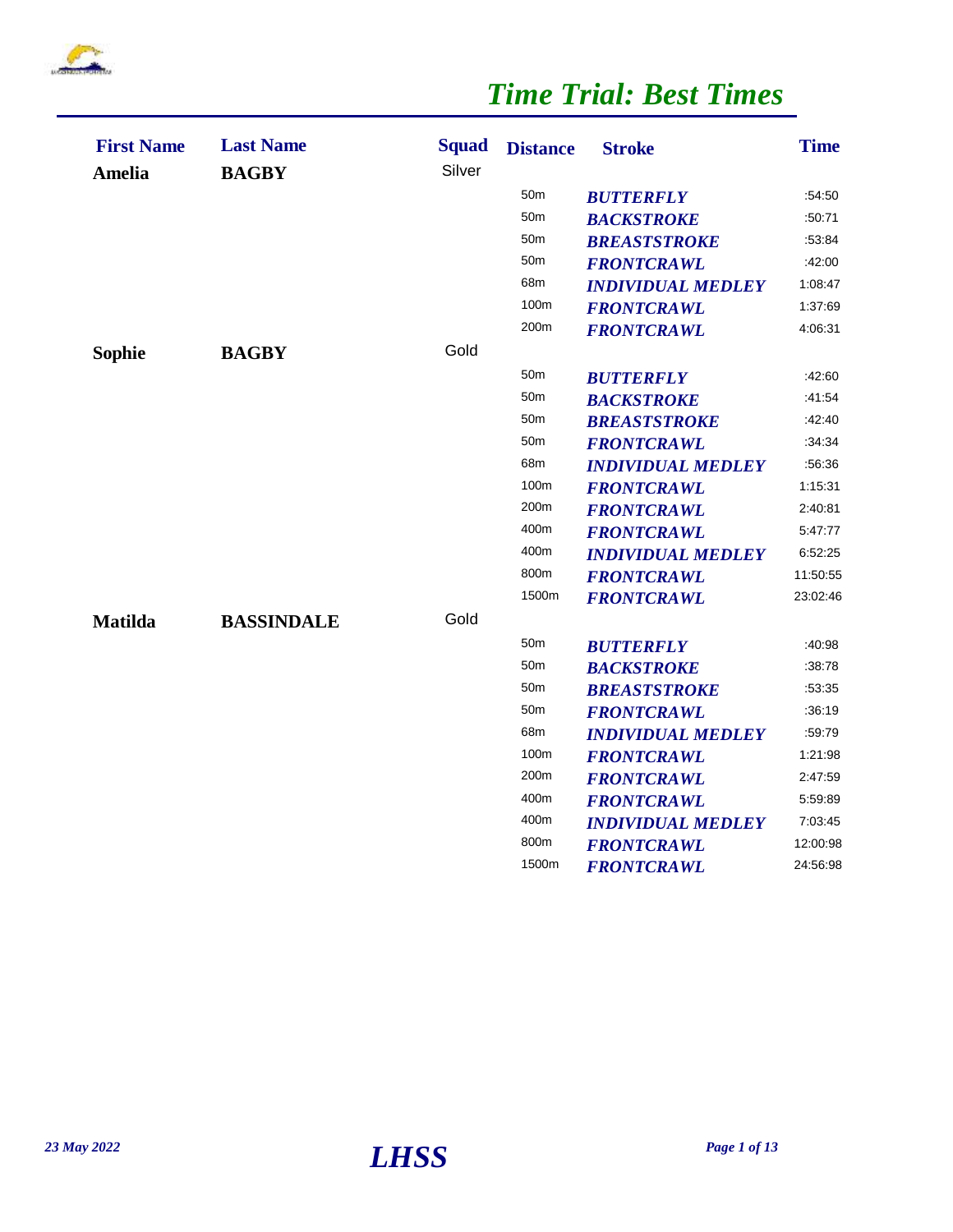# *Time Trial: Best Times*

| First Name | Last Name | Squad | Distance | Stroke | Time |
|---|---|---|---|---|---|
| **Amelia** | **BAGBY** | Silver | | | |
| | | | 50m | ***BUTTERFLY*** | :54:50 |
| | | | 50m | ***BACKSTROKE*** | :50:71 |
| | | | 50m | ***BREASTSTROKE*** | :53:84 |
| | | | 50m | ***FRONTCRAWL*** | :42:00 |
| | | | 68m | ***INDIVIDUAL MEDLEY*** | 1:08:47 |
| | | | 100m | ***FRONTCRAWL*** | 1:37:69 |
| | | | 200m | ***FRONTCRAWL*** | 4:06:31 |
| **Sophie** | **BAGBY** | Gold | | | |
| | | | 50m | ***BUTTERFLY*** | :42:60 |
| | | | 50m | ***BACKSTROKE*** | :41:54 |
| | | | 50m | ***BREASTSTROKE*** | :42:40 |
| | | | 50m | ***FRONTCRAWL*** | :34:34 |
| | | | 68m | ***INDIVIDUAL MEDLEY*** | :56:36 |
| | | | 100m | ***FRONTCRAWL*** | 1:15:31 |
| | | | 200m | ***FRONTCRAWL*** | 2:40:81 |
| | | | 400m | ***FRONTCRAWL*** | 5:47:77 |
| | | | 400m | ***INDIVIDUAL MEDLEY*** | 6:52:25 |
| | | | 800m | ***FRONTCRAWL*** | 11:50:55 |
| | | | 1500m | ***FRONTCRAWL*** | 23:02:46 |
| **Matilda** | **BASSINDALE** | Gold | | | |
| | | | 50m | ***BUTTERFLY*** | :40:98 |
| | | | 50m | ***BACKSTROKE*** | :38:78 |
| | | | 50m | ***BREASTSTROKE*** | :53:35 |
| | | | 50m | ***FRONTCRAWL*** | :36:19 |
| | | | 68m | ***INDIVIDUAL MEDLEY*** | :59:79 |
| | | | 100m | ***FRONTCRAWL*** | 1:21:98 |
| | | | 200m | ***FRONTCRAWL*** | 2:47:59 |
| | | | 400m | ***FRONTCRAWL*** | 5:59:89 |
| | | | 400m | ***INDIVIDUAL MEDLEY*** | 7:03:45 |
| | | | 800m | ***FRONTCRAWL*** | 12:00:98 |
| | | | 1500m | ***FRONTCRAWL*** | 24:56:98 |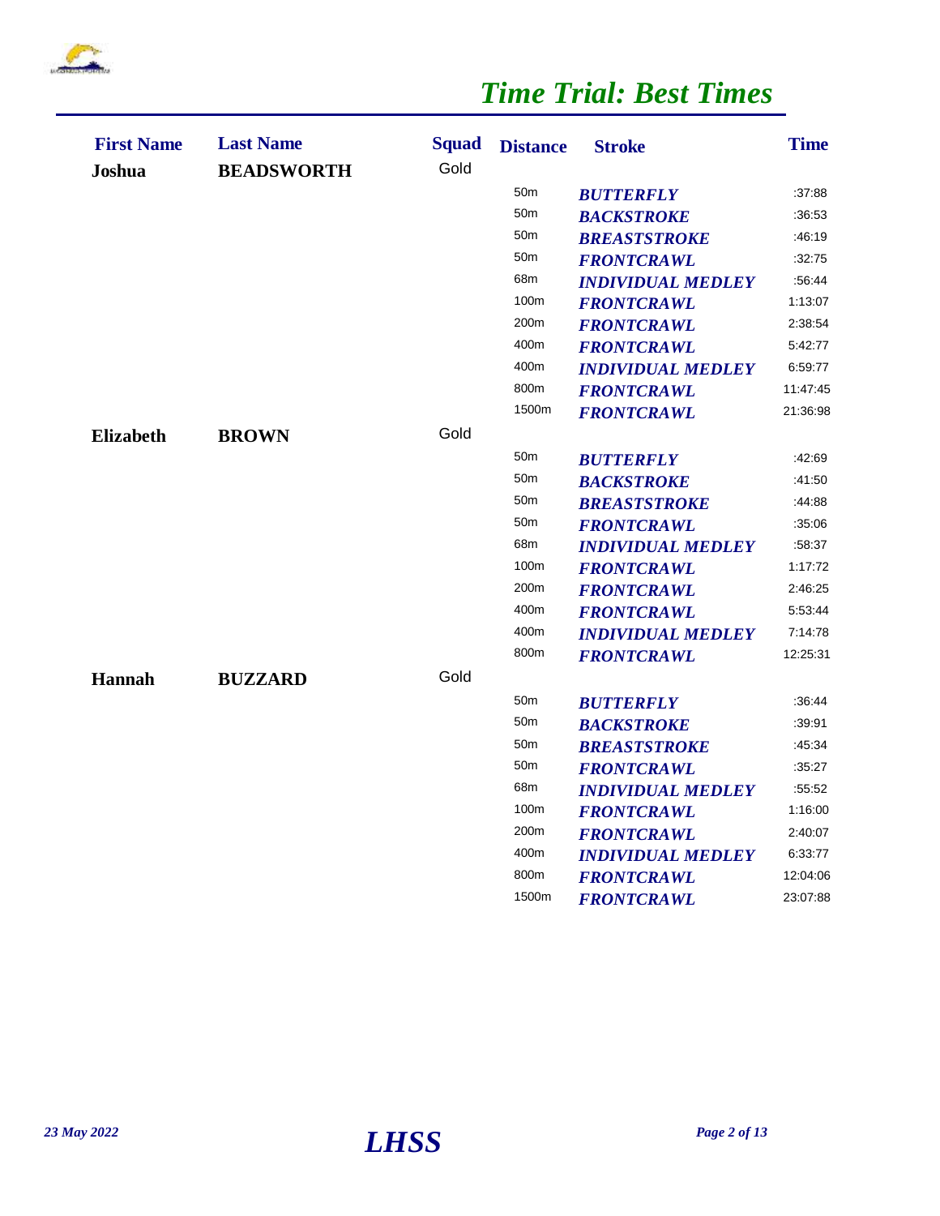# *Time Trial: Best Times*

| First Name | Last Name | Squad | Distance | Stroke | Time |
|---|---|---|---|---|---|
| **Joshua** | **BEADSWORTH** | Gold | | | |
| | | | 50m | ***BUTTERFLY*** | :37:88 |
| | | | 50m | ***BACKSTROKE*** | :36:53 |
| | | | 50m | ***BREASTSTROKE*** | :46:19 |
| | | | 50m | ***FRONTCRAWL*** | :32:75 |
| | | | 68m | ***INDIVIDUAL MEDLEY*** | :56:44 |
| | | | 100m | ***FRONTCRAWL*** | 1:13:07 |
| | | | 200m | ***FRONTCRAWL*** | 2:38:54 |
| | | | 400m | ***FRONTCRAWL*** | 5:42:77 |
| | | | 400m | ***INDIVIDUAL MEDLEY*** | 6:59:77 |
| | | | 800m | ***FRONTCRAWL*** | 11:47:45 |
| | | | 1500m | ***FRONTCRAWL*** | 21:36:98 |
| **Elizabeth** | **BROWN** | Gold | | | |
| | | | 50m | ***BUTTERFLY*** | :42:69 |
| | | | 50m | ***BACKSTROKE*** | :41:50 |
| | | | 50m | ***BREASTSTROKE*** | :44:88 |
| | | | 50m | ***FRONTCRAWL*** | :35:06 |
| | | | 68m | ***INDIVIDUAL MEDLEY*** | :58:37 |
| | | | 100m | ***FRONTCRAWL*** | 1:17:72 |
| | | | 200m | ***FRONTCRAWL*** | 2:46:25 |
| | | | 400m | ***FRONTCRAWL*** | 5:53:44 |
| | | | 400m | ***INDIVIDUAL MEDLEY*** | 7:14:78 |
| | | | 800m | ***FRONTCRAWL*** | 12:25:31 |
| **Hannah** | **BUZZARD** | Gold | | | |
| | | | 50m | ***BUTTERFLY*** | :36:44 |
| | | | 50m | ***BACKSTROKE*** | :39:91 |
| | | | 50m | ***BREASTSTROKE*** | :45:34 |
| | | | 50m | ***FRONTCRAWL*** | :35:27 |
| | | | 68m | ***INDIVIDUAL MEDLEY*** | :55:52 |
| | | | 100m | ***FRONTCRAWL*** | 1:16:00 |
| | | | 200m | ***FRONTCRAWL*** | 2:40:07 |
| | | | 400m | ***INDIVIDUAL MEDLEY*** | 6:33:77 |
| | | | 800m | ***FRONTCRAWL*** | 12:04:06 |
| | | | 1500m | ***FRONTCRAWL*** | 23:07:88 |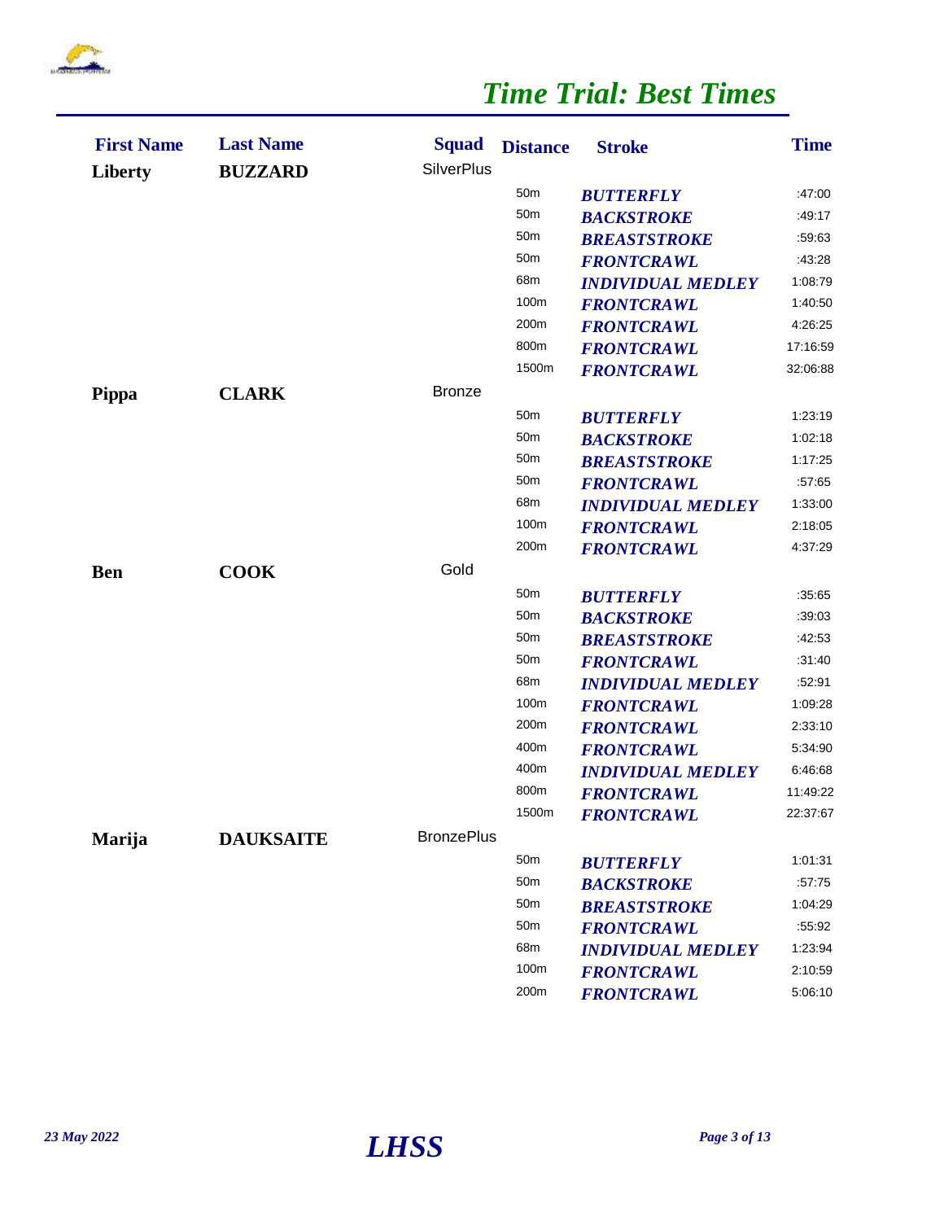# Time Trial: Best Times

| First Name | Last Name | Squad | Distance | Stroke | Time |
|---|---|---|---|---|---|
| **Liberty** | **BUZZARD** | SilverPlus | | | |
| | | | 50m | ***BUTTERFLY*** | :47:00 |
| | | | 50m | ***BACKSTROKE*** | :49:17 |
| | | | 50m | ***BREASTSTROKE*** | :59:63 |
| | | | 50m | ***FRONTCRAWL*** | :43:28 |
| | | | 68m | ***INDIVIDUAL MEDLEY*** | 1:08:79 |
| | | | 100m | ***FRONTCRAWL*** | 1:40:50 |
| | | | 200m | ***FRONTCRAWL*** | 4:26:25 |
| | | | 800m | ***FRONTCRAWL*** | 17:16:59 |
| | | | 1500m | ***FRONTCRAWL*** | 32:06:88 |
| **Pippa** | **CLARK** | Bronze | | | |
| | | | 50m | ***BUTTERFLY*** | 1:23:19 |
| | | | 50m | ***BACKSTROKE*** | 1:02:18 |
| | | | 50m | ***BREASTSTROKE*** | 1:17:25 |
| | | | 50m | ***FRONTCRAWL*** | :57:65 |
| | | | 68m | ***INDIVIDUAL MEDLEY*** | 1:33:00 |
| | | | 100m | ***FRONTCRAWL*** | 2:18:05 |
| | | | 200m | ***FRONTCRAWL*** | 4:37:29 |
| **Ben** | **COOK** | Gold | | | |
| | | | 50m | ***BUTTERFLY*** | :35:65 |
| | | | 50m | ***BACKSTROKE*** | :39:03 |
| | | | 50m | ***BREASTSTROKE*** | :42:53 |
| | | | 50m | ***FRONTCRAWL*** | :31:40 |
| | | | 68m | ***INDIVIDUAL MEDLEY*** | :52:91 |
| | | | 100m | ***FRONTCRAWL*** | 1:09:28 |
| | | | 200m | ***FRONTCRAWL*** | 2:33:10 |
| | | | 400m | ***FRONTCRAWL*** | 5:34:90 |
| | | | 400m | ***INDIVIDUAL MEDLEY*** | 6:46:68 |
| | | | 800m | ***FRONTCRAWL*** | 11:49:22 |
| | | | 1500m | ***FRONTCRAWL*** | 22:37:67 |
| **Marija** | **DAUKSAITE** | BronzePlus | | | |
| | | | 50m | ***BUTTERFLY*** | 1:01:31 |
| | | | 50m | ***BACKSTROKE*** | :57:75 |
| | | | 50m | ***BREASTSTROKE*** | 1:04:29 |
| | | | 50m | ***FRONTCRAWL*** | :55:92 |
| | | | 68m | ***INDIVIDUAL MEDLEY*** | 1:23:94 |
| | | | 100m | ***FRONTCRAWL*** | 2:10:59 |
| | | | 200m | ***FRONTCRAWL*** | 5:06:10 |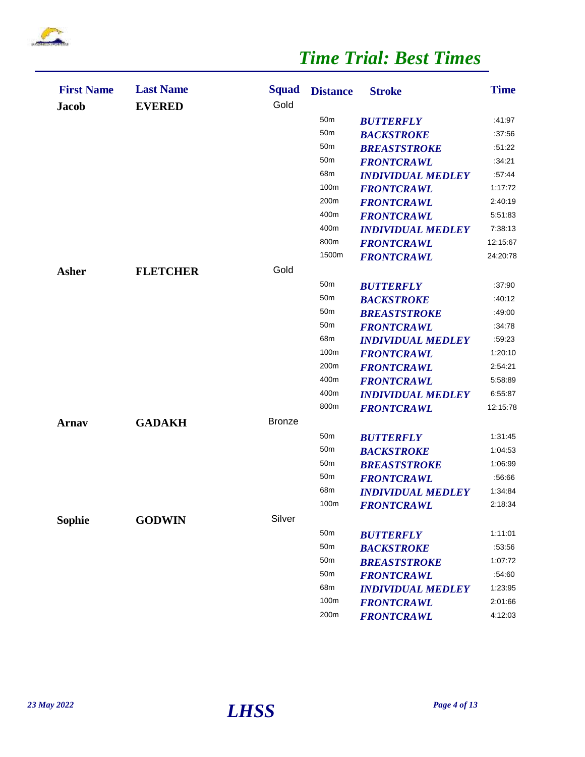# *Time Trial: Best Times*

| First Name | Last Name | Squad | Distance | Stroke | Time |
|---|---|---|---|---|---|
| **Jacob** | **EVERED** | Gold | | | |
| | | | 50m | ***BUTTERFLY*** | :41:97 |
| | | | 50m | ***BACKSTROKE*** | :37:56 |
| | | | 50m | ***BREASTSTROKE*** | :51:22 |
| | | | 50m | ***FRONTCRAWL*** | :34:21 |
| | | | 68m | ***INDIVIDUAL MEDLEY*** | :57:44 |
| | | | 100m | ***FRONTCRAWL*** | 1:17:72 |
| | | | 200m | ***FRONTCRAWL*** | 2:40:19 |
| | | | 400m | ***FRONTCRAWL*** | 5:51:83 |
| | | | 400m | ***INDIVIDUAL MEDLEY*** | 7:38:13 |
| | | | 800m | ***FRONTCRAWL*** | 12:15:67 |
| | | | 1500m | ***FRONTCRAWL*** | 24:20:78 |
| **Asher** | **FLETCHER** | Gold | | | |
| | | | 50m | ***BUTTERFLY*** | :37:90 |
| | | | 50m | ***BACKSTROKE*** | :40:12 |
| | | | 50m | ***BREASTSTROKE*** | :49:00 |
| | | | 50m | ***FRONTCRAWL*** | :34:78 |
| | | | 68m | ***INDIVIDUAL MEDLEY*** | :59:23 |
| | | | 100m | ***FRONTCRAWL*** | 1:20:10 |
| | | | 200m | ***FRONTCRAWL*** | 2:54:21 |
| | | | 400m | ***FRONTCRAWL*** | 5:58:89 |
| | | | 400m | ***INDIVIDUAL MEDLEY*** | 6:55:87 |
| | | | 800m | ***FRONTCRAWL*** | 12:15:78 |
| **Arnav** | **GADAKH** | Bronze | | | |
| | | | 50m | ***BUTTERFLY*** | 1:31:45 |
| | | | 50m | ***BACKSTROKE*** | 1:04:53 |
| | | | 50m | ***BREASTSTROKE*** | 1:06:99 |
| | | | 50m | ***FRONTCRAWL*** | :56:66 |
| | | | 68m | ***INDIVIDUAL MEDLEY*** | 1:34:84 |
| | | | 100m | ***FRONTCRAWL*** | 2:18:34 |
| **Sophie** | **GODWIN** | Silver | | | |
| | | | 50m | ***BUTTERFLY*** | 1:11:01 |
| | | | 50m | ***BACKSTROKE*** | :53:56 |
| | | | 50m | ***BREASTSTROKE*** | 1:07:72 |
| | | | 50m | ***FRONTCRAWL*** | :54:60 |
| | | | 68m | ***INDIVIDUAL MEDLEY*** | 1:23:95 |
| | | | 100m | ***FRONTCRAWL*** | 2:01:66 |
| | | | 200m | ***FRONTCRAWL*** | 4:12:03 |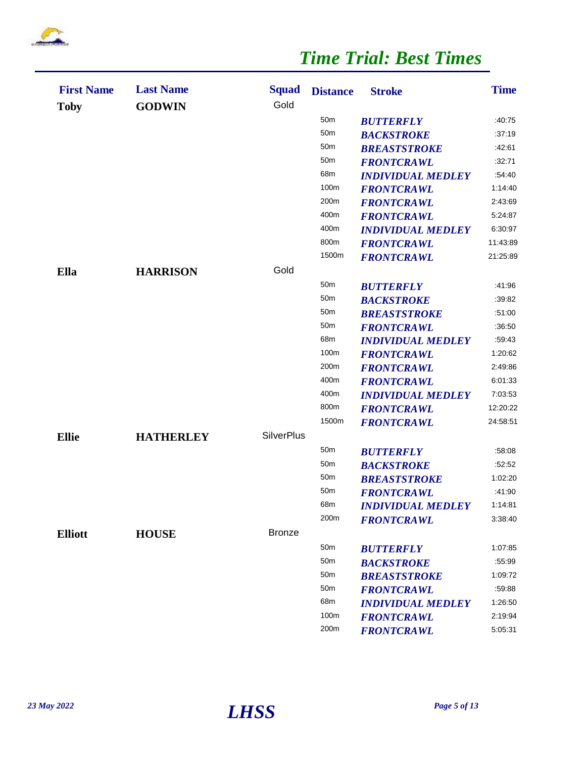# *Time Trial: Best Times*

| First Name | Last Name | Squad | Distance | Stroke | Time |
|---|---|---|---|---|---|
| **Toby** | **GODWIN** | Gold | | | |
| | | | 50m | ***BUTTERFLY*** | :40:75 |
| | | | 50m | ***BACKSTROKE*** | :37:19 |
| | | | 50m | ***BREASTSTROKE*** | :42:61 |
| | | | 50m | ***FRONTCRAWL*** | :32:71 |
| | | | 68m | ***INDIVIDUAL MEDLEY*** | :54:40 |
| | | | 100m | ***FRONTCRAWL*** | 1:14:40 |
| | | | 200m | ***FRONTCRAWL*** | 2:43:69 |
| | | | 400m | ***FRONTCRAWL*** | 5:24:87 |
| | | | 400m | ***INDIVIDUAL MEDLEY*** | 6:30:97 |
| | | | 800m | ***FRONTCRAWL*** | 11:43:89 |
| | | | 1500m | ***FRONTCRAWL*** | 21:25:89 |
| **Ella** | **HARRISON** | Gold | | | |
| | | | 50m | ***BUTTERFLY*** | :41:96 |
| | | | 50m | ***BACKSTROKE*** | :39:82 |
| | | | 50m | ***BREASTSTROKE*** | :51:00 |
| | | | 50m | ***FRONTCRAWL*** | :36:50 |
| | | | 68m | ***INDIVIDUAL MEDLEY*** | :59:43 |
| | | | 100m | ***FRONTCRAWL*** | 1:20:62 |
| | | | 200m | ***FRONTCRAWL*** | 2:49:86 |
| | | | 400m | ***FRONTCRAWL*** | 6:01:33 |
| | | | 400m | ***INDIVIDUAL MEDLEY*** | 7:03:53 |
| | | | 800m | ***FRONTCRAWL*** | 12:20:22 |
| | | | 1500m | ***FRONTCRAWL*** | 24:58:51 |
| **Ellie** | **HATHERLEY** | SilverPlus | | | |
| | | | 50m | ***BUTTERFLY*** | :58:08 |
| | | | 50m | ***BACKSTROKE*** | :52:52 |
| | | | 50m | ***BREASTSTROKE*** | 1:02:20 |
| | | | 50m | ***FRONTCRAWL*** | :41:90 |
| | | | 68m | ***INDIVIDUAL MEDLEY*** | 1:14:81 |
| | | | 200m | ***FRONTCRAWL*** | 3:38:40 |
| **Elliott** | **HOUSE** | Bronze | | | |
| | | | 50m | ***BUTTERFLY*** | 1:07:85 |
| | | | 50m | ***BACKSTROKE*** | :55:99 |
| | | | 50m | ***BREASTSTROKE*** | 1:09:72 |
| | | | 50m | ***FRONTCRAWL*** | :59:88 |
| | | | 68m | ***INDIVIDUAL MEDLEY*** | 1:26:50 |
| | | | 100m | ***FRONTCRAWL*** | 2:19:94 |
| | | | 200m | ***FRONTCRAWL*** | 5:05:31 |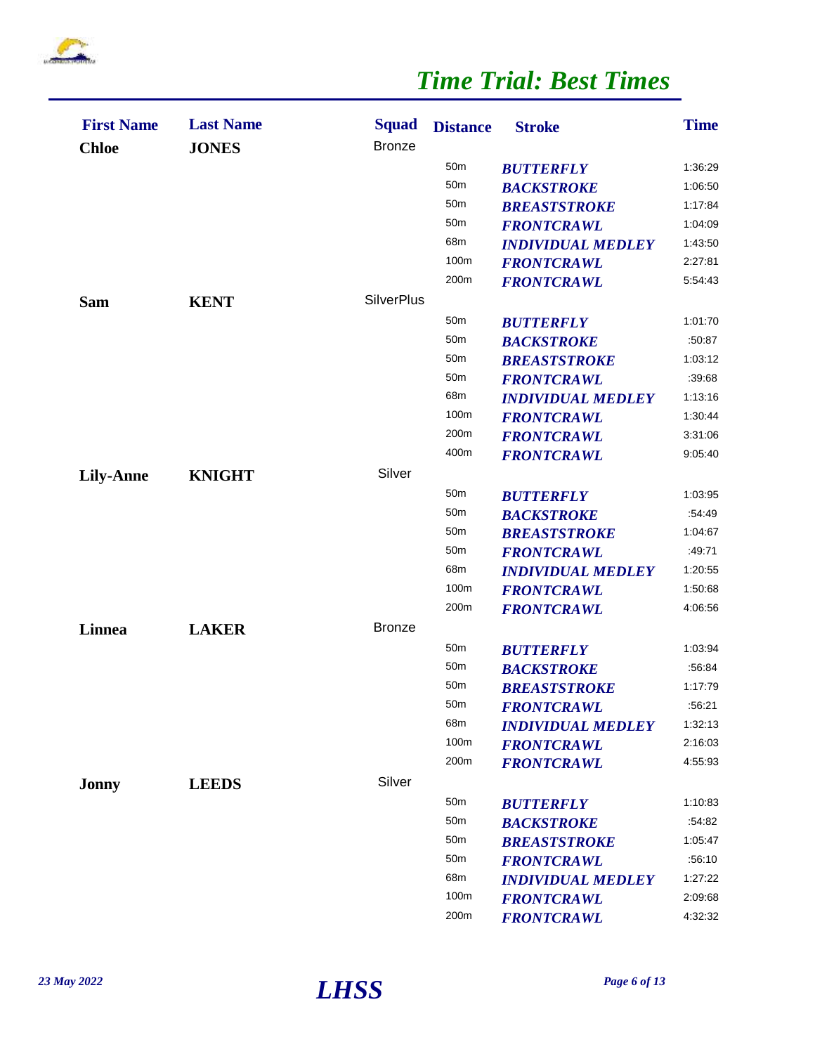# Time Trial: Best Times

| First Name | Last Name | Squad | Distance | Stroke | Time |
|---|---|---|---|---|---|
| **Chloe** | **JONES** | Bronze | | | |
| | | | 50m | ***BUTTERFLY*** | 1:36:29 |
| | | | 50m | ***BACKSTROKE*** | 1:06:50 |
| | | | 50m | ***BREASTSTROKE*** | 1:17:84 |
| | | | 50m | ***FRONTCRAWL*** | 1:04:09 |
| | | | 68m | ***INDIVIDUAL MEDLEY*** | 1:43:50 |
| | | | 100m | ***FRONTCRAWL*** | 2:27:81 |
| | | | 200m | ***FRONTCRAWL*** | 5:54:43 |
| **Sam** | **KENT** | SilverPlus | | | |
| | | | 50m | ***BUTTERFLY*** | 1:01:70 |
| | | | 50m | ***BACKSTROKE*** | :50:87 |
| | | | 50m | ***BREASTSTROKE*** | 1:03:12 |
| | | | 50m | ***FRONTCRAWL*** | :39:68 |
| | | | 68m | ***INDIVIDUAL MEDLEY*** | 1:13:16 |
| | | | 100m | ***FRONTCRAWL*** | 1:30:44 |
| | | | 200m | ***FRONTCRAWL*** | 3:31:06 |
| | | | 400m | ***FRONTCRAWL*** | 9:05:40 |
| **Lily-Anne** | **KNIGHT** | Silver | | | |
| | | | 50m | ***BUTTERFLY*** | 1:03:95 |
| | | | 50m | ***BACKSTROKE*** | :54:49 |
| | | | 50m | ***BREASTSTROKE*** | 1:04:67 |
| | | | 50m | ***FRONTCRAWL*** | :49:71 |
| | | | 68m | ***INDIVIDUAL MEDLEY*** | 1:20:55 |
| | | | 100m | ***FRONTCRAWL*** | 1:50:68 |
| | | | 200m | ***FRONTCRAWL*** | 4:06:56 |
| **Linnea** | **LAKER** | Bronze | | | |
| | | | 50m | ***BUTTERFLY*** | 1:03:94 |
| | | | 50m | ***BACKSTROKE*** | :56:84 |
| | | | 50m | ***BREASTSTROKE*** | 1:17:79 |
| | | | 50m | ***FRONTCRAWL*** | :56:21 |
| | | | 68m | ***INDIVIDUAL MEDLEY*** | 1:32:13 |
| | | | 100m | ***FRONTCRAWL*** | 2:16:03 |
| | | | 200m | ***FRONTCRAWL*** | 4:55:93 |
| **Jonny** | **LEEDS** | Silver | | | |
| | | | 50m | ***BUTTERFLY*** | 1:10:83 |
| | | | 50m | ***BACKSTROKE*** | :54:82 |
| | | | 50m | ***BREASTSTROKE*** | 1:05:47 |
| | | | 50m | ***FRONTCRAWL*** | :56:10 |
| | | | 68m | ***INDIVIDUAL MEDLEY*** | 1:27:22 |
| | | | 100m | ***FRONTCRAWL*** | 2:09:68 |
| | | | 200m | ***FRONTCRAWL*** | 4:32:32 |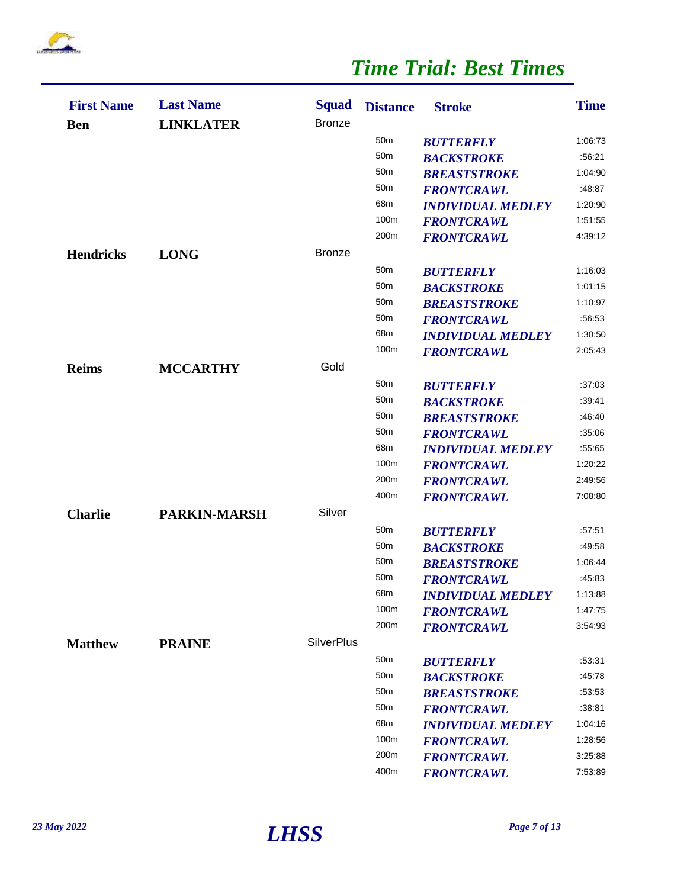# Time Trial: Best Times

| First Name | Last Name | Squad | Distance | Stroke | Time |
|---|---|---|---|---|---|
| **Ben** | **LINKLATER** | Bronze | | | |
| | | | 50m | ***BUTTERFLY*** | 1:06:73 |
| | | | 50m | ***BACKSTROKE*** | :56:21 |
| | | | 50m | ***BREASTSTROKE*** | 1:04:90 |
| | | | 50m | ***FRONTCRAWL*** | :48:87 |
| | | | 68m | ***INDIVIDUAL MEDLEY*** | 1:20:90 |
| | | | 100m | ***FRONTCRAWL*** | 1:51:55 |
| | | | 200m | ***FRONTCRAWL*** | 4:39:12 |
| **Hendricks** | **LONG** | Bronze | | | |
| | | | 50m | ***BUTTERFLY*** | 1:16:03 |
| | | | 50m | ***BACKSTROKE*** | 1:01:15 |
| | | | 50m | ***BREASTSTROKE*** | 1:10:97 |
| | | | 50m | ***FRONTCRAWL*** | :56:53 |
| | | | 68m | ***INDIVIDUAL MEDLEY*** | 1:30:50 |
| | | | 100m | ***FRONTCRAWL*** | 2:05:43 |
| **Reims** | **MCCARTHY** | Gold | | | |
| | | | 50m | ***BUTTERFLY*** | :37:03 |
| | | | 50m | ***BACKSTROKE*** | :39:41 |
| | | | 50m | ***BREASTSTROKE*** | :46:40 |
| | | | 50m | ***FRONTCRAWL*** | :35:06 |
| | | | 68m | ***INDIVIDUAL MEDLEY*** | :55:65 |
| | | | 100m | ***FRONTCRAWL*** | 1:20:22 |
| | | | 200m | ***FRONTCRAWL*** | 2:49:56 |
| | | | 400m | ***FRONTCRAWL*** | 7:08:80 |
| **Charlie** | **PARKIN-MARSH** | Silver | | | |
| | | | 50m | ***BUTTERFLY*** | :57:51 |
| | | | 50m | ***BACKSTROKE*** | :49:58 |
| | | | 50m | ***BREASTSTROKE*** | 1:06:44 |
| | | | 50m | ***FRONTCRAWL*** | :45:83 |
| | | | 68m | ***INDIVIDUAL MEDLEY*** | 1:13:88 |
| | | | 100m | ***FRONTCRAWL*** | 1:47:75 |
| | | | 200m | ***FRONTCRAWL*** | 3:54:93 |
| **Matthew** | **PRAINE** | SilverPlus | | | |
| | | | 50m | ***BUTTERFLY*** | :53:31 |
| | | | 50m | ***BACKSTROKE*** | :45:78 |
| | | | 50m | ***BREASTSTROKE*** | :53:53 |
| | | | 50m | ***FRONTCRAWL*** | :38:81 |
| | | | 68m | ***INDIVIDUAL MEDLEY*** | 1:04:16 |
| | | | 100m | ***FRONTCRAWL*** | 1:28:56 |
| | | | 200m | ***FRONTCRAWL*** | 3:25:88 |
| | | | 400m | ***FRONTCRAWL*** | 7:53:89 |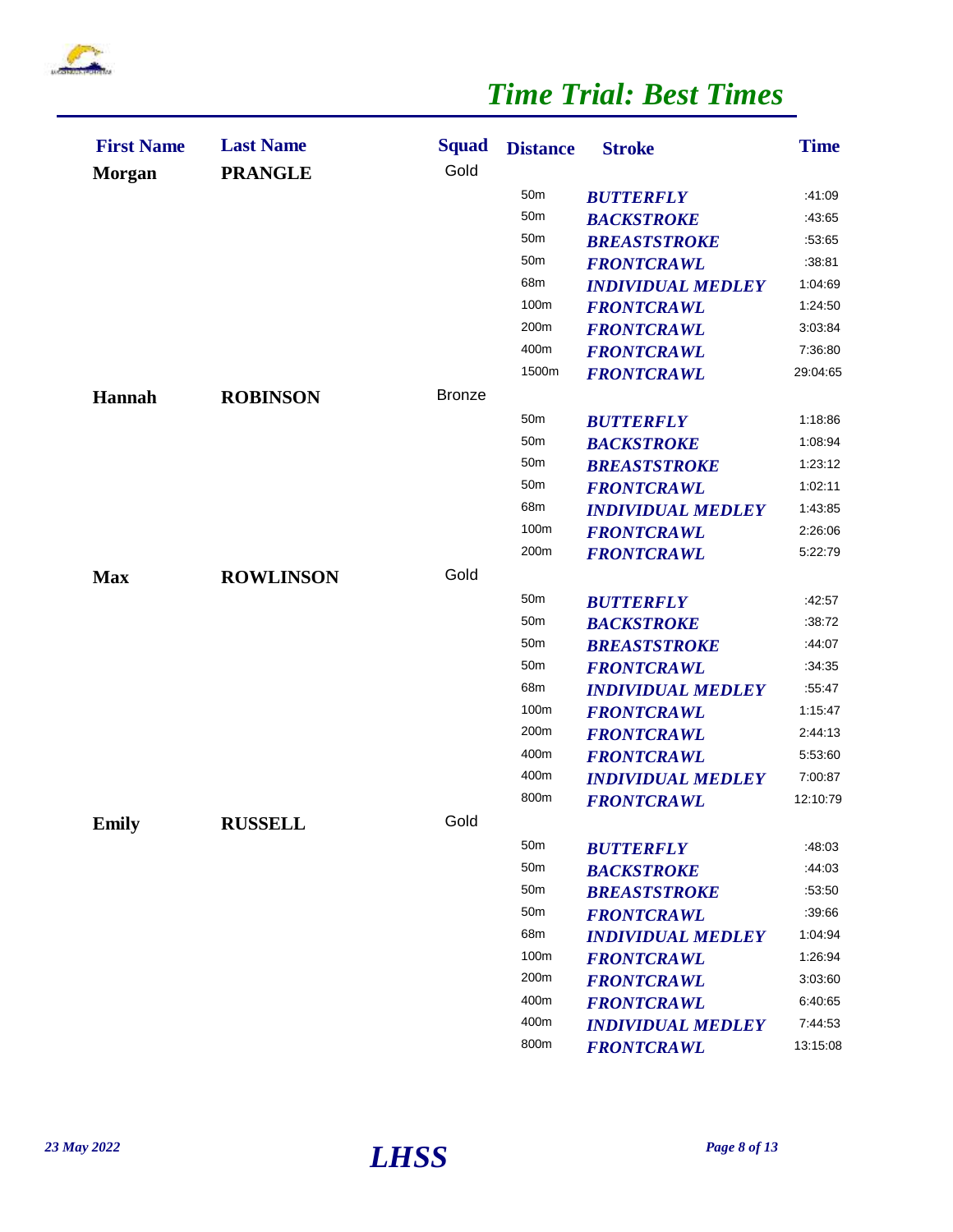# Time Trial: Best Times

| First Name | Last Name | Squad | Distance | Stroke | Time |
|---|---|---|---|---|---|
| **Morgan** | **PRANGLE** | Gold | | | |
| | | | 50m | ***BUTTERFLY*** | :41:09 |
| | | | 50m | ***BACKSTROKE*** | :43:65 |
| | | | 50m | ***BREASTSTROKE*** | :53:65 |
| | | | 50m | ***FRONTCRAWL*** | :38:81 |
| | | | 68m | ***INDIVIDUAL MEDLEY*** | 1:04:69 |
| | | | 100m | ***FRONTCRAWL*** | 1:24:50 |
| | | | 200m | ***FRONTCRAWL*** | 3:03:84 |
| | | | 400m | ***FRONTCRAWL*** | 7:36:80 |
| | | | 1500m | ***FRONTCRAWL*** | 29:04:65 |
| **Hannah** | **ROBINSON** | Bronze | | | |
| | | | 50m | ***BUTTERFLY*** | 1:18:86 |
| | | | 50m | ***BACKSTROKE*** | 1:08:94 |
| | | | 50m | ***BREASTSTROKE*** | 1:23:12 |
| | | | 50m | ***FRONTCRAWL*** | 1:02:11 |
| | | | 68m | ***INDIVIDUAL MEDLEY*** | 1:43:85 |
| | | | 100m | ***FRONTCRAWL*** | 2:26:06 |
| | | | 200m | ***FRONTCRAWL*** | 5:22:79 |
| **Max** | **ROWLINSON** | Gold | | | |
| | | | 50m | ***BUTTERFLY*** | :42:57 |
| | | | 50m | ***BACKSTROKE*** | :38:72 |
| | | | 50m | ***BREASTSTROKE*** | :44:07 |
| | | | 50m | ***FRONTCRAWL*** | :34:35 |
| | | | 68m | ***INDIVIDUAL MEDLEY*** | :55:47 |
| | | | 100m | ***FRONTCRAWL*** | 1:15:47 |
| | | | 200m | ***FRONTCRAWL*** | 2:44:13 |
| | | | 400m | ***FRONTCRAWL*** | 5:53:60 |
| | | | 400m | ***INDIVIDUAL MEDLEY*** | 7:00:87 |
| | | | 800m | ***FRONTCRAWL*** | 12:10:79 |
| **Emily** | **RUSSELL** | Gold | | | |
| | | | 50m | ***BUTTERFLY*** | :48:03 |
| | | | 50m | ***BACKSTROKE*** | :44:03 |
| | | | 50m | ***BREASTSTROKE*** | :53:50 |
| | | | 50m | ***FRONTCRAWL*** | :39:66 |
| | | | 68m | ***INDIVIDUAL MEDLEY*** | 1:04:94 |
| | | | 100m | ***FRONTCRAWL*** | 1:26:94 |
| | | | 200m | ***FRONTCRAWL*** | 3:03:60 |
| | | | 400m | ***FRONTCRAWL*** | 6:40:65 |
| | | | 400m | ***INDIVIDUAL MEDLEY*** | 7:44:53 |
| | | | 800m | ***FRONTCRAWL*** | 13:15:08 |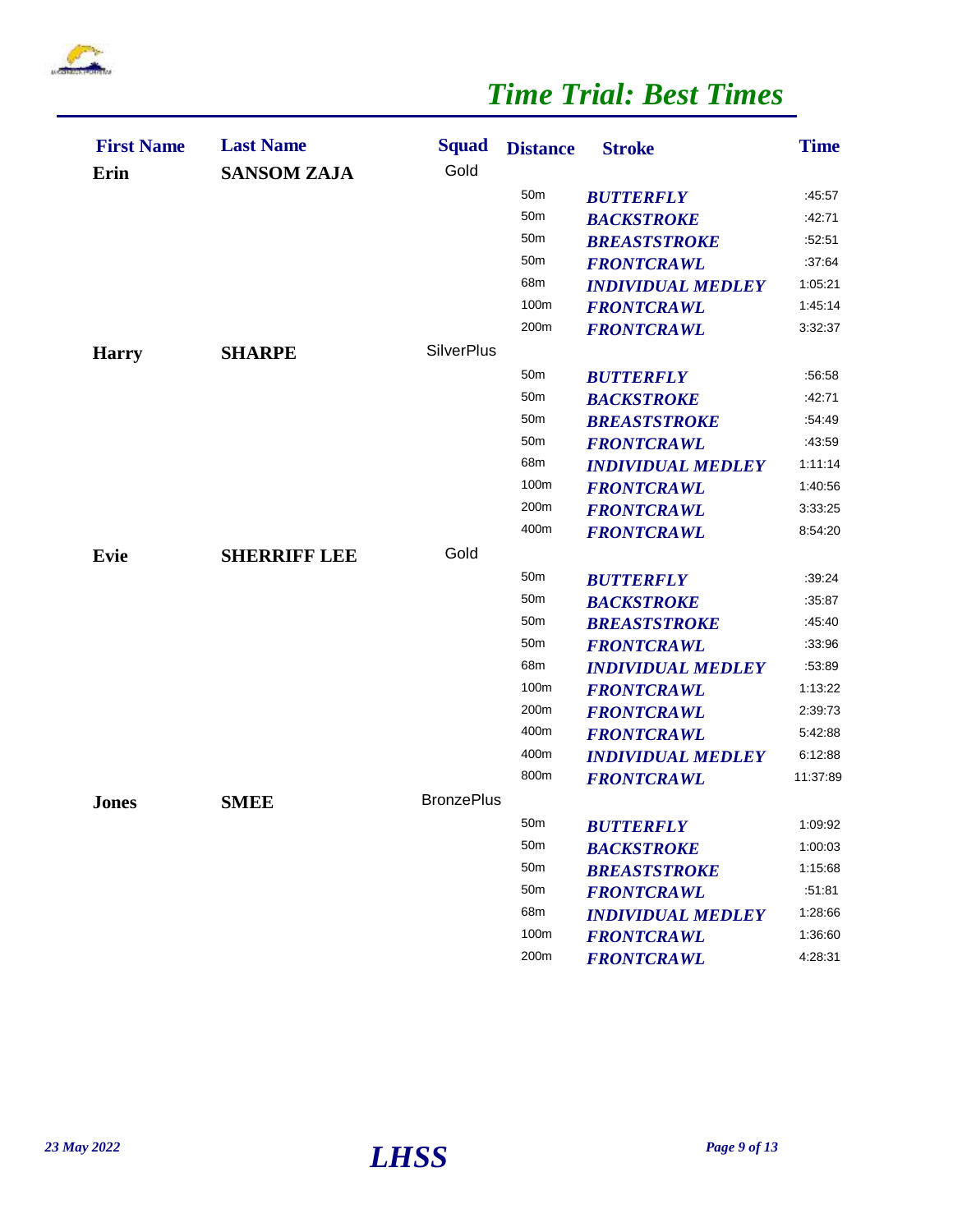# *Time Trial: Best Times*

| First Name | Last Name | Squad | Distance | Stroke | Time |
|---|---|---|---|---|---|
| **Erin** | **SANSOM ZAJA** | Gold | | | |
| | | | 50m | ***BUTTERFLY*** | :45:57 |
| | | | 50m | ***BACKSTROKE*** | :42:71 |
| | | | 50m | ***BREASTSTROKE*** | :52:51 |
| | | | 50m | ***FRONTCRAWL*** | :37:64 |
| | | | 68m | ***INDIVIDUAL MEDLEY*** | 1:05:21 |
| | | | 100m | ***FRONTCRAWL*** | 1:45:14 |
| | | | 200m | ***FRONTCRAWL*** | 3:32:37 |
| **Harry** | **SHARPE** | SilverPlus | | | |
| | | | 50m | ***BUTTERFLY*** | :56:58 |
| | | | 50m | ***BACKSTROKE*** | :42:71 |
| | | | 50m | ***BREASTSTROKE*** | :54:49 |
| | | | 50m | ***FRONTCRAWL*** | :43:59 |
| | | | 68m | ***INDIVIDUAL MEDLEY*** | 1:11:14 |
| | | | 100m | ***FRONTCRAWL*** | 1:40:56 |
| | | | 200m | ***FRONTCRAWL*** | 3:33:25 |
| | | | 400m | ***FRONTCRAWL*** | 8:54:20 |
| **Evie** | **SHERRIFF LEE** | Gold | | | |
| | | | 50m | ***BUTTERFLY*** | :39:24 |
| | | | 50m | ***BACKSTROKE*** | :35:87 |
| | | | 50m | ***BREASTSTROKE*** | :45:40 |
| | | | 50m | ***FRONTCRAWL*** | :33:96 |
| | | | 68m | ***INDIVIDUAL MEDLEY*** | :53:89 |
| | | | 100m | ***FRONTCRAWL*** | 1:13:22 |
| | | | 200m | ***FRONTCRAWL*** | 2:39:73 |
| | | | 400m | ***FRONTCRAWL*** | 5:42:88 |
| | | | 400m | ***INDIVIDUAL MEDLEY*** | 6:12:88 |
| | | | 800m | ***FRONTCRAWL*** | 11:37:89 |
| **Jones** | **SMEE** | BronzePlus | | | |
| | | | 50m | ***BUTTERFLY*** | 1:09:92 |
| | | | 50m | ***BACKSTROKE*** | 1:00:03 |
| | | | 50m | ***BREASTSTROKE*** | 1:15:68 |
| | | | 50m | ***FRONTCRAWL*** | :51:81 |
| | | | 68m | ***INDIVIDUAL MEDLEY*** | 1:28:66 |
| | | | 100m | ***FRONTCRAWL*** | 1:36:60 |
| | | | 200m | ***FRONTCRAWL*** | 4:28:31 |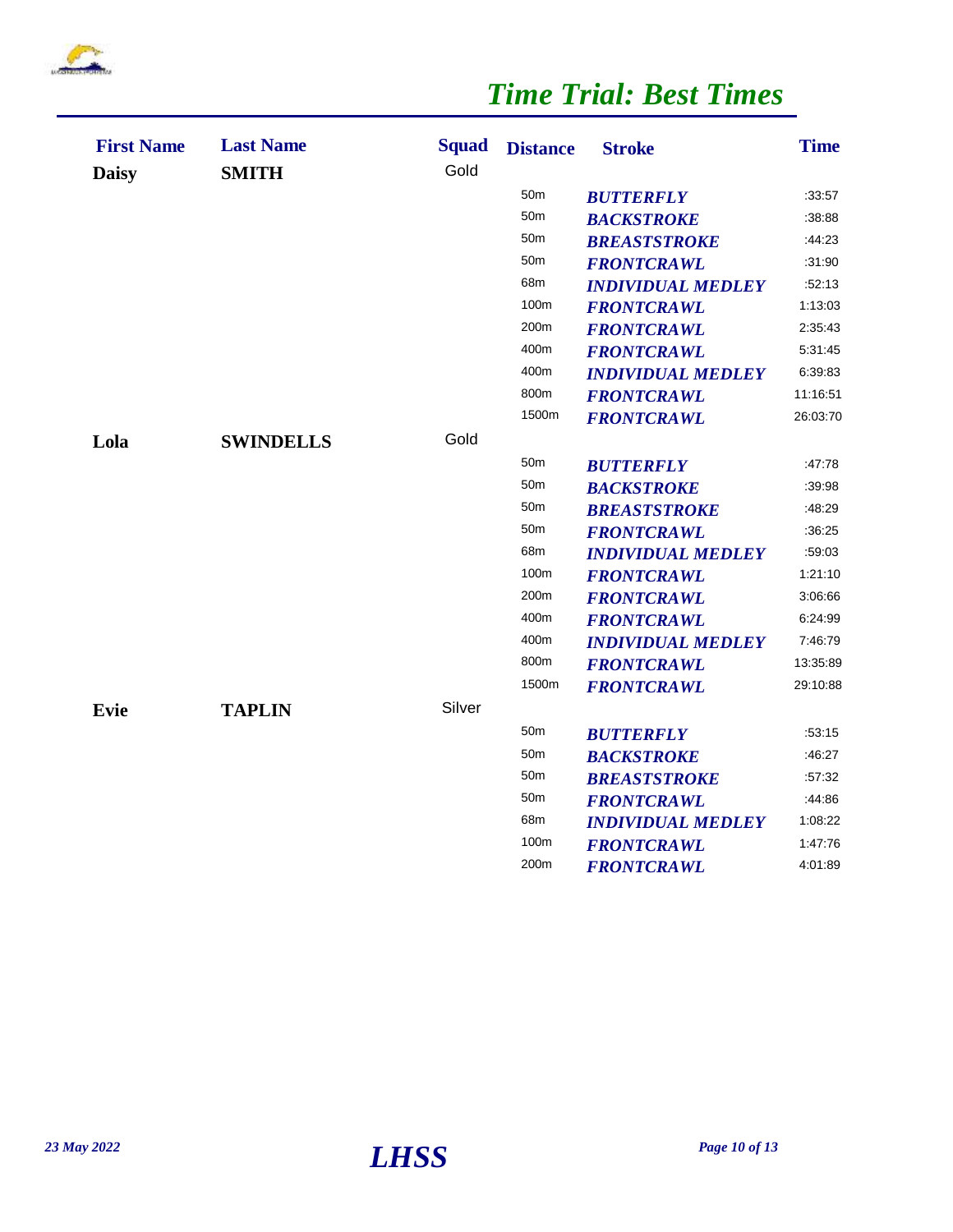# *Time Trial: Best Times*

| First Name | Last Name | Squad | Distance | Stroke | Time |
|---|---|---|---|---|---|
| **Daisy** | **SMITH** | Gold | | | |
| | | | 50m | ***BUTTERFLY*** | :33:57 |
| | | | 50m | ***BACKSTROKE*** | :38:88 |
| | | | 50m | ***BREASTSTROKE*** | :44:23 |
| | | | 50m | ***FRONTCRAWL*** | :31:90 |
| | | | 68m | ***INDIVIDUAL MEDLEY*** | :52:13 |
| | | | 100m | ***FRONTCRAWL*** | 1:13:03 |
| | | | 200m | ***FRONTCRAWL*** | 2:35:43 |
| | | | 400m | ***FRONTCRAWL*** | 5:31:45 |
| | | | 400m | ***INDIVIDUAL MEDLEY*** | 6:39:83 |
| | | | 800m | ***FRONTCRAWL*** | 11:16:51 |
| | | | 1500m | ***FRONTCRAWL*** | 26:03:70 |
| **Lola** | **SWINDELLS** | Gold | | | |
| | | | 50m | ***BUTTERFLY*** | :47:78 |
| | | | 50m | ***BACKSTROKE*** | :39:98 |
| | | | 50m | ***BREASTSTROKE*** | :48:29 |
| | | | 50m | ***FRONTCRAWL*** | :36:25 |
| | | | 68m | ***INDIVIDUAL MEDLEY*** | :59:03 |
| | | | 100m | ***FRONTCRAWL*** | 1:21:10 |
| | | | 200m | ***FRONTCRAWL*** | 3:06:66 |
| | | | 400m | ***FRONTCRAWL*** | 6:24:99 |
| | | | 400m | ***INDIVIDUAL MEDLEY*** | 7:46:79 |
| | | | 800m | ***FRONTCRAWL*** | 13:35:89 |
| | | | 1500m | ***FRONTCRAWL*** | 29:10:88 |
| **Evie** | **TAPLIN** | Silver | | | |
| | | | 50m | ***BUTTERFLY*** | :53:15 |
| | | | 50m | ***BACKSTROKE*** | :46:27 |
| | | | 50m | ***BREASTSTROKE*** | :57:32 |
| | | | 50m | ***FRONTCRAWL*** | :44:86 |
| | | | 68m | ***INDIVIDUAL MEDLEY*** | 1:08:22 |
| | | | 100m | ***FRONTCRAWL*** | 1:47:76 |
| | | | 200m | ***FRONTCRAWL*** | 4:01:89 |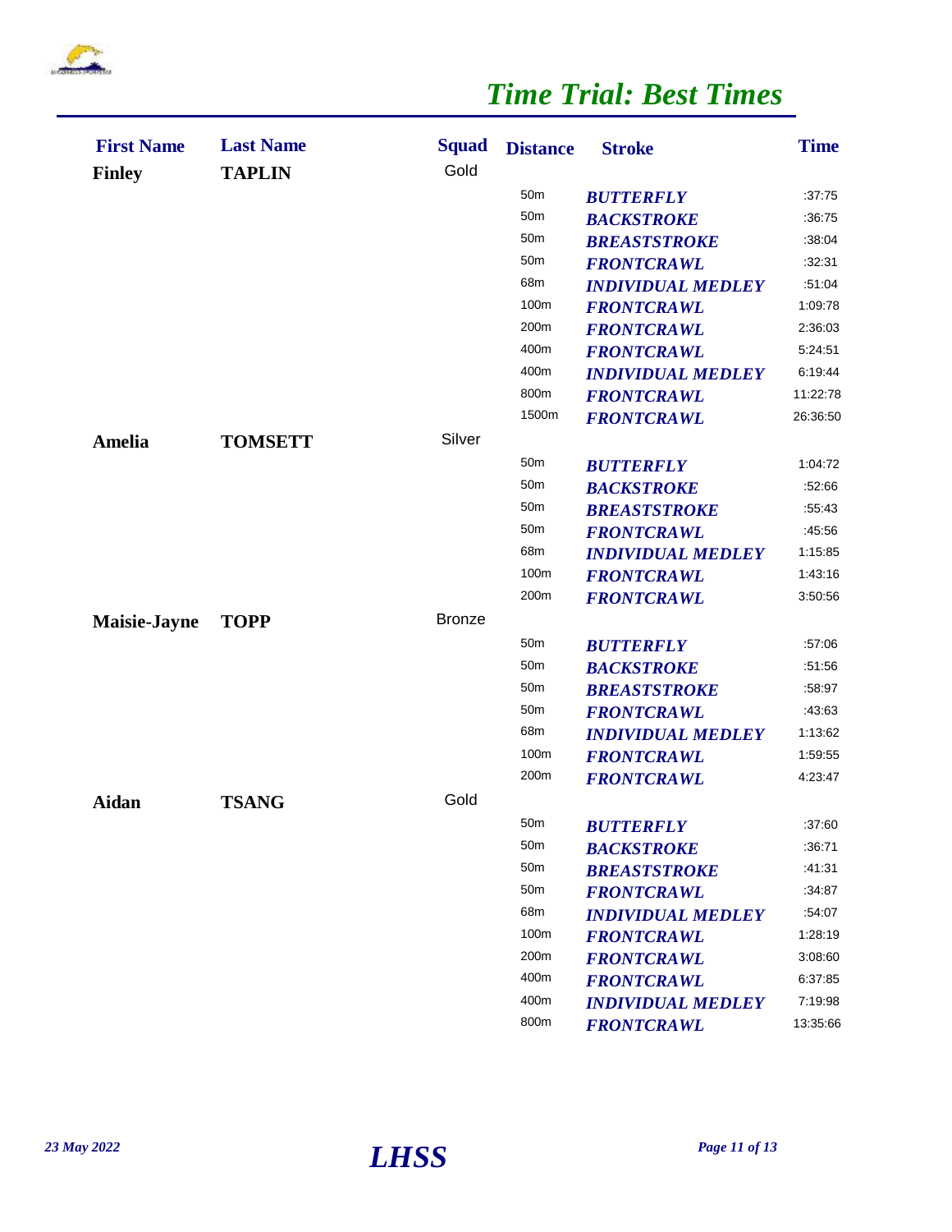# Time Trial: Best Times

| First Name | Last Name | Squad | Distance | Stroke | Time |
|---|---|---|---|---|---|
| **Finley** | **TAPLIN** | Gold | | | |
| | | | 50m | ***BUTTERFLY*** | :37:75 |
| | | | 50m | ***BACKSTROKE*** | :36:75 |
| | | | 50m | ***BREASTSTROKE*** | :38:04 |
| | | | 50m | ***FRONTCRAWL*** | :32:31 |
| | | | 68m | ***INDIVIDUAL MEDLEY*** | :51:04 |
| | | | 100m | ***FRONTCRAWL*** | 1:09:78 |
| | | | 200m | ***FRONTCRAWL*** | 2:36:03 |
| | | | 400m | ***FRONTCRAWL*** | 5:24:51 |
| | | | 400m | ***INDIVIDUAL MEDLEY*** | 6:19:44 |
| | | | 800m | ***FRONTCRAWL*** | 11:22:78 |
| | | | 1500m | ***FRONTCRAWL*** | 26:36:50 |
| **Amelia** | **TOMSETT** | Silver | | | |
| | | | 50m | ***BUTTERFLY*** | 1:04:72 |
| | | | 50m | ***BACKSTROKE*** | :52:66 |
| | | | 50m | ***BREASTSTROKE*** | :55:43 |
| | | | 50m | ***FRONTCRAWL*** | :45:56 |
| | | | 68m | ***INDIVIDUAL MEDLEY*** | 1:15:85 |
| | | | 100m | ***FRONTCRAWL*** | 1:43:16 |
| | | | 200m | ***FRONTCRAWL*** | 3:50:56 |
| **Maisie-Jayne** | **TOPP** | Bronze | | | |
| | | | 50m | ***BUTTERFLY*** | :57:06 |
| | | | 50m | ***BACKSTROKE*** | :51:56 |
| | | | 50m | ***BREASTSTROKE*** | :58:97 |
| | | | 50m | ***FRONTCRAWL*** | :43:63 |
| | | | 68m | ***INDIVIDUAL MEDLEY*** | 1:13:62 |
| | | | 100m | ***FRONTCRAWL*** | 1:59:55 |
| | | | 200m | ***FRONTCRAWL*** | 4:23:47 |
| **Aidan** | **TSANG** | Gold | | | |
| | | | 50m | ***BUTTERFLY*** | :37:60 |
| | | | 50m | ***BACKSTROKE*** | :36:71 |
| | | | 50m | ***BREASTSTROKE*** | :41:31 |
| | | | 50m | ***FRONTCRAWL*** | :34:87 |
| | | | 68m | ***INDIVIDUAL MEDLEY*** | :54:07 |
| | | | 100m | ***FRONTCRAWL*** | 1:28:19 |
| | | | 200m | ***FRONTCRAWL*** | 3:08:60 |
| | | | 400m | ***FRONTCRAWL*** | 6:37:85 |
| | | | 400m | ***INDIVIDUAL MEDLEY*** | 7:19:98 |
| | | | 800m | ***FRONTCRAWL*** | 13:35:66 |

*23 May 2022* ***LHSS***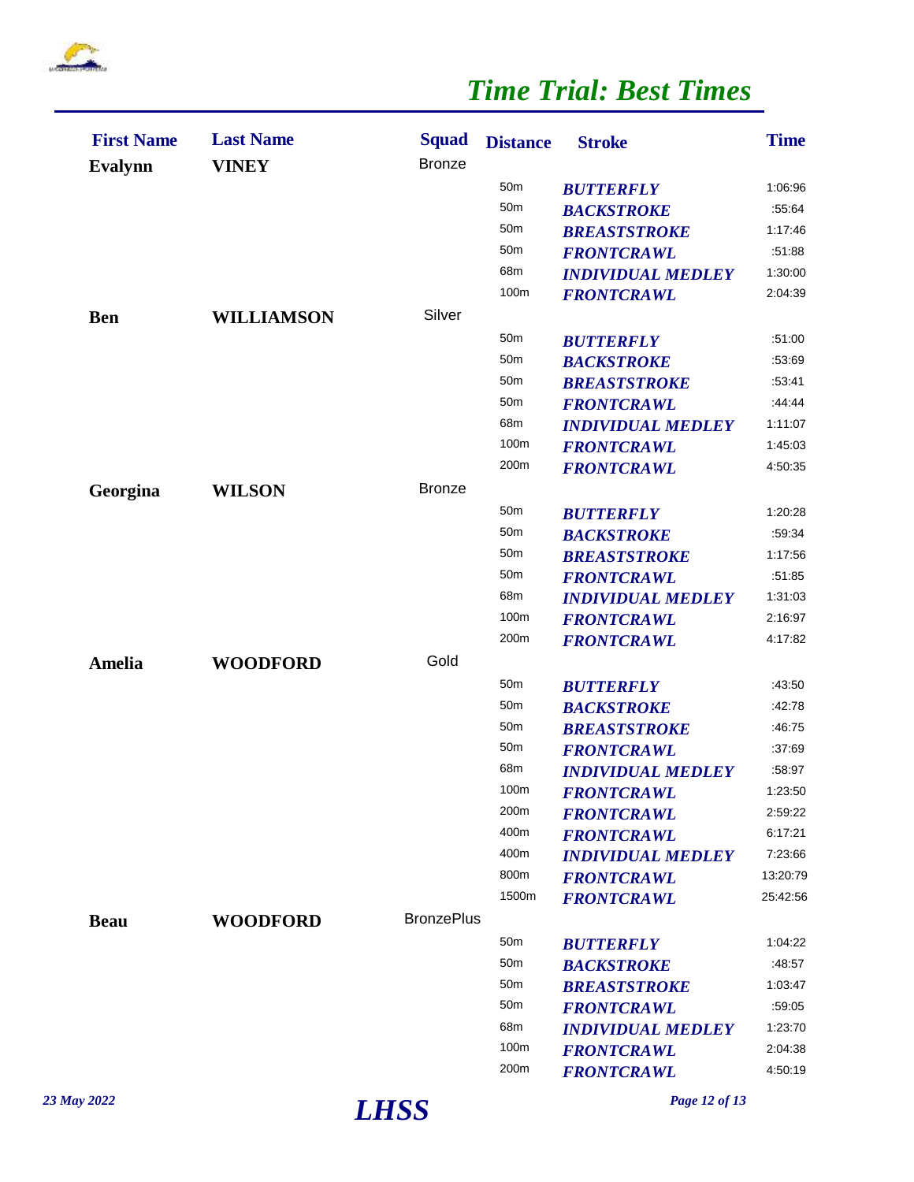# Time Trial: Best Times

| First Name | Last Name | Squad | Distance | Stroke | Time |
| --- | --- | --- | --- | --- | --- |
| **Evalynn** | **VINEY** | Bronze | | | |
| | | | 50m | ***BUTTERFLY*** | 1:06:96 |
| | | | 50m | ***BACKSTROKE*** | :55:64 |
| | | | 50m | ***BREASTSTROKE*** | 1:17:46 |
| | | | 50m | ***FRONTCRAWL*** | :51:88 |
| | | | 68m | ***INDIVIDUAL MEDLEY*** | 1:30:00 |
| | | | 100m | ***FRONTCRAWL*** | 2:04:39 |
| **Ben** | **WILLIAMSON** | Silver | | | |
| | | | 50m | ***BUTTERFLY*** | :51:00 |
| | | | 50m | ***BACKSTROKE*** | :53:69 |
| | | | 50m | ***BREASTSTROKE*** | :53:41 |
| | | | 50m | ***FRONTCRAWL*** | :44:44 |
| | | | 68m | ***INDIVIDUAL MEDLEY*** | 1:11:07 |
| | | | 100m | ***FRONTCRAWL*** | 1:45:03 |
| | | | 200m | ***FRONTCRAWL*** | 4:50:35 |
| **Georgina** | **WILSON** | Bronze | | | |
| | | | 50m | ***BUTTERFLY*** | 1:20:28 |
| | | | 50m | ***BACKSTROKE*** | :59:34 |
| | | | 50m | ***BREASTSTROKE*** | 1:17:56 |
| | | | 50m | ***FRONTCRAWL*** | :51:85 |
| | | | 68m | ***INDIVIDUAL MEDLEY*** | 1:31:03 |
| | | | 100m | ***FRONTCRAWL*** | 2:16:97 |
| | | | 200m | ***FRONTCRAWL*** | 4:17:82 |
| **Amelia** | **WOODFORD** | Gold | | | |
| | | | 50m | ***BUTTERFLY*** | :43:50 |
| | | | 50m | ***BACKSTROKE*** | :42:78 |
| | | | 50m | ***BREASTSTROKE*** | :46:75 |
| | | | 50m | ***FRONTCRAWL*** | :37:69 |
| | | | 68m | ***INDIVIDUAL MEDLEY*** | :58:97 |
| | | | 100m | ***FRONTCRAWL*** | 1:23:50 |
| | | | 200m | ***FRONTCRAWL*** | 2:59:22 |
| | | | 400m | ***FRONTCRAWL*** | 6:17:21 |
| | | | 400m | ***INDIVIDUAL MEDLEY*** | 7:23:66 |
| | | | 800m | ***FRONTCRAWL*** | 13:20:79 |
| | | | 1500m | ***FRONTCRAWL*** | 25:42:56 |
| **Beau** | **WOODFORD** | BronzePlus | | | |
| | | | 50m | ***BUTTERFLY*** | 1:04:22 |
| | | | 50m | ***BACKSTROKE*** | :48:57 |
| | | | 50m | ***BREASTSTROKE*** | 1:03:47 |
| | | | 50m | ***FRONTCRAWL*** | :59:05 |
| | | | 68m | ***INDIVIDUAL MEDLEY*** | 1:23:70 |
| | | | 100m | ***FRONTCRAWL*** | 2:04:38 |
| | | | 200m | ***FRONTCRAWL*** | 4:50:19 |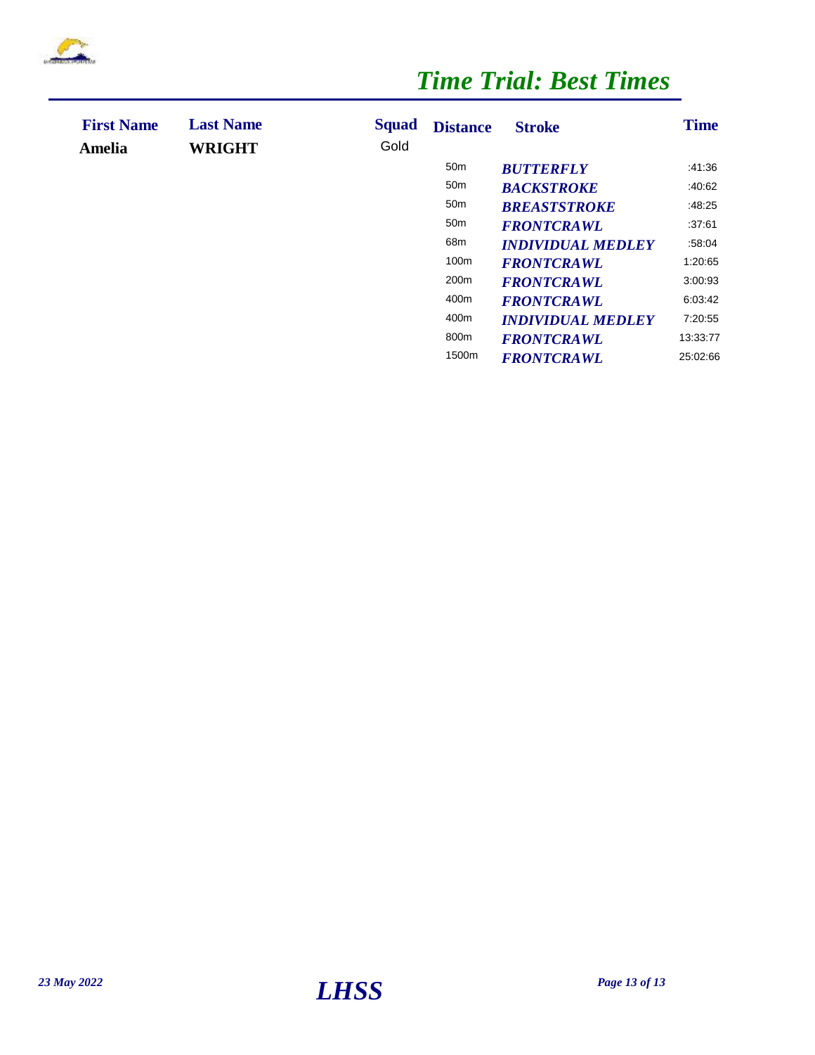# Time Trial: Best Times

| First Name | Last Name | Squad | Distance | Stroke | Time |
|---|---|---|---|---|---|
| Amelia | WRIGHT | Gold | | | |
| | | | 50m | *BUTTERFLY* | :41:36 |
| | | | 50m | *BACKSTROKE* | :40:62 |
| | | | 50m | *BREASTSTROKE* | :48:25 |
| | | | 50m | *FRONTCRAWL* | :37:61 |
| | | | 68m | *INDIVIDUAL MEDLEY* | :58:04 |
| | | | 100m | *FRONTCRAWL* | 1:20:65 |
| | | | 200m | *FRONTCRAWL* | 3:00:93 |
| | | | 400m | *FRONTCRAWL* | 6:03:42 |
| | | | 400m | *INDIVIDUAL MEDLEY* | 7:20:55 |
| | | | 800m | *FRONTCRAWL* | 13:33:77 |
| | | | 1500m | *FRONTCRAWL* | 25:02:66 |

*23 May 2022*

***LHSS***